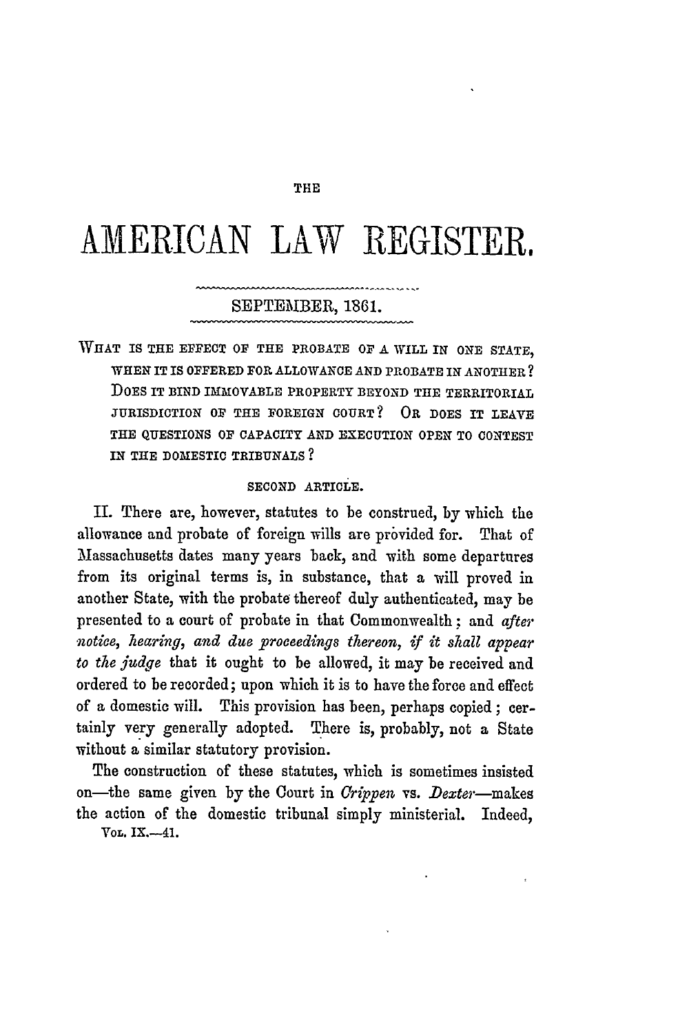THE

# AMERICAN LAW REGISTER.

SEPTEMBER, 1861.

## WHAT IS THE EFFECT OF THE PROBATE OF A WILL IN ONE STATE, WHEN IT IS OFFERED FOR ALLOWANCE AND PROBATE IN ANOTHER? DOES IT BIND IMMOVABLE PROPERTY BEYOND THE TERRITORIAL JURISDICTION OF THE FOREIGN COURT? OR DOES IT LEAVE THE QUESTIONS OF CAPACITY AND EXECUTION OPEN TO CONTEST IN THE DOMESTIC TRIBUNALS?

SECOND ARTICLE.

II. There are, however, statutes to be construed, by which the allowance and probate of foreign wills are provided for. That of Massachusetts dates many years back, and with some departures from its original terms is, in substance, that a will proved in another State, with the probate thereof duly authenticated, may be presented to a court of probate in that Commonwealth; and *after notice, hearing, and due proceedings thereon, if it shall appear to the judge* that it ought to be allowed, it may be received and ordered to be recorded; upon which it is to have the force and effect of a domestic will. This provision has been, perhaps copied; certainly very generally adopted. There is, probably, not a State without a similar statutory provision.

The construction of these statutes, which is sometimes insisted on—the same given by the Court in *Crippen* vs. *Dexter*—makes the action of the domestic tribunal simply ministerial. Indeed,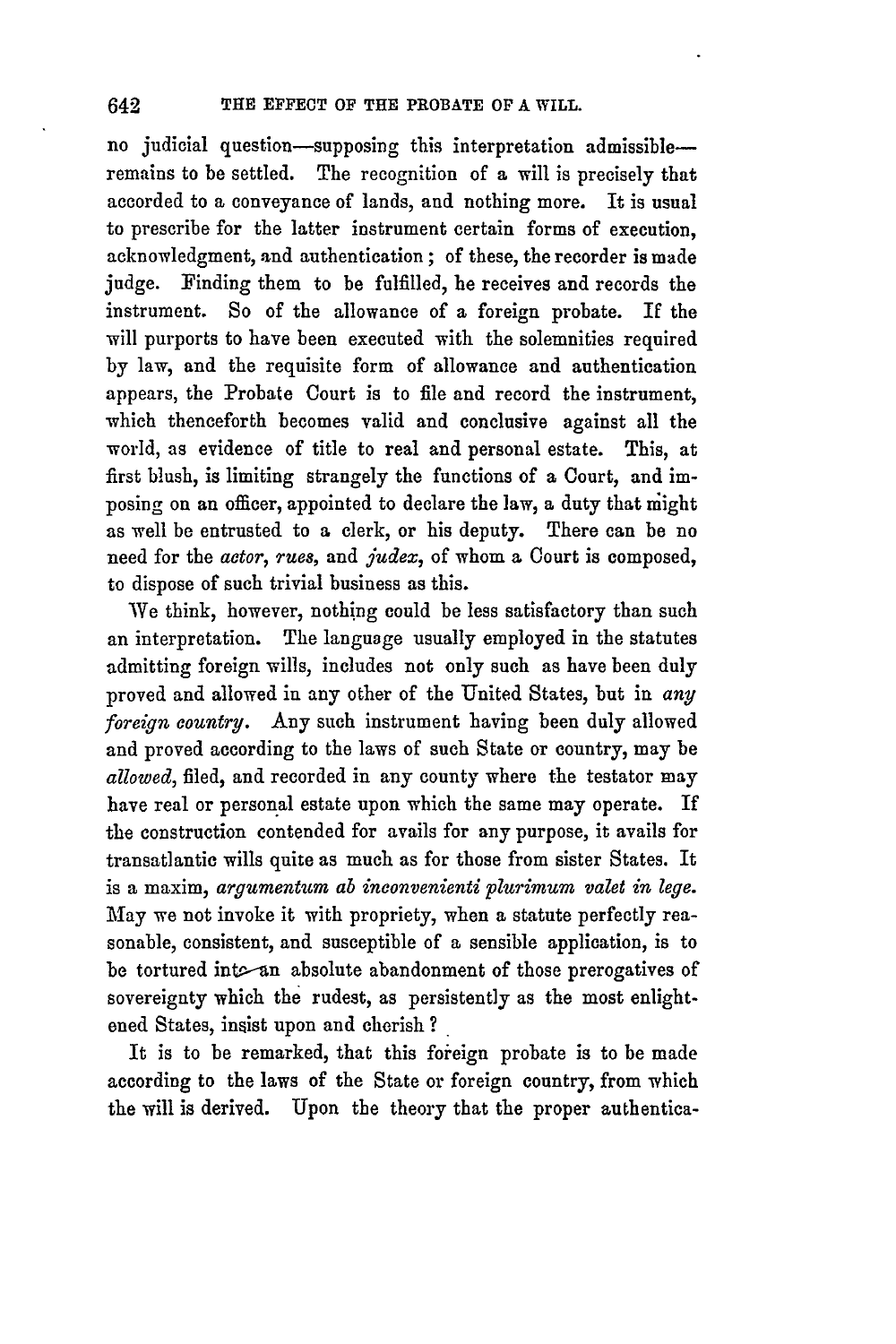no judicial question—supposing this interpretation admissible—remains to be settled. The recognition of a will is precisely that accorded to a conveyance of lands, and nothing more. It is usual to prescribe for the latter instrument certain forms of execution, acknowledgment, and authentication; of these, the recorder is made judge. Finding them to be fulfilled, he receives and records the instrument. So of the allowance of a foreign probate. If the will purports to have been executed with the solemnities required by law, and the requisite form of allowance and authentication appears, the Probate Court is to file and record the instrument, which thenceforth becomes valid and conclusive against all the world, as evidence of title to real and personal estate. This, at first blush, is limiting strangely the functions of a Court, and imposing on an officer, appointed to declare the law, a duty that might as well be entrusted to a clerk, or his deputy. There can be no need for the *actor*, *rues*, and *judex*, of whom a Court is composed, to dispose of such trivial business as this.

We think, however, nothing could be less satisfactory than such an interpretation. The language usually employed in the statutes admitting foreign wills, includes not only such as have been duly proved and allowed in any other of the United States, but in *any foreign country*. Any such instrument having been duly allowed and proved according to the laws of such State or country, may be *allowed*, filed, and recorded in any county where the testator may have real or personal estate upon which the same may operate. If the construction contended for avails for any purpose, it avails for transatlantic wills quite as much as for those from sister States. It is a maxim, *argumentum ab inconvenienti plurimum valet in lege*. May we not invoke it with propriety, when a statute perfectly reasonable, consistent, and susceptible of a sensible application, is to be tortured into an absolute abandonment of those prerogatives of sovereignty which the rudest, as persistently as the most enlightened States, insist upon and cherish?

It is to be remarked, that this foreign probate is to be made according to the laws of the State or foreign country, from which the will is derived. Upon the theory that the proper authentica-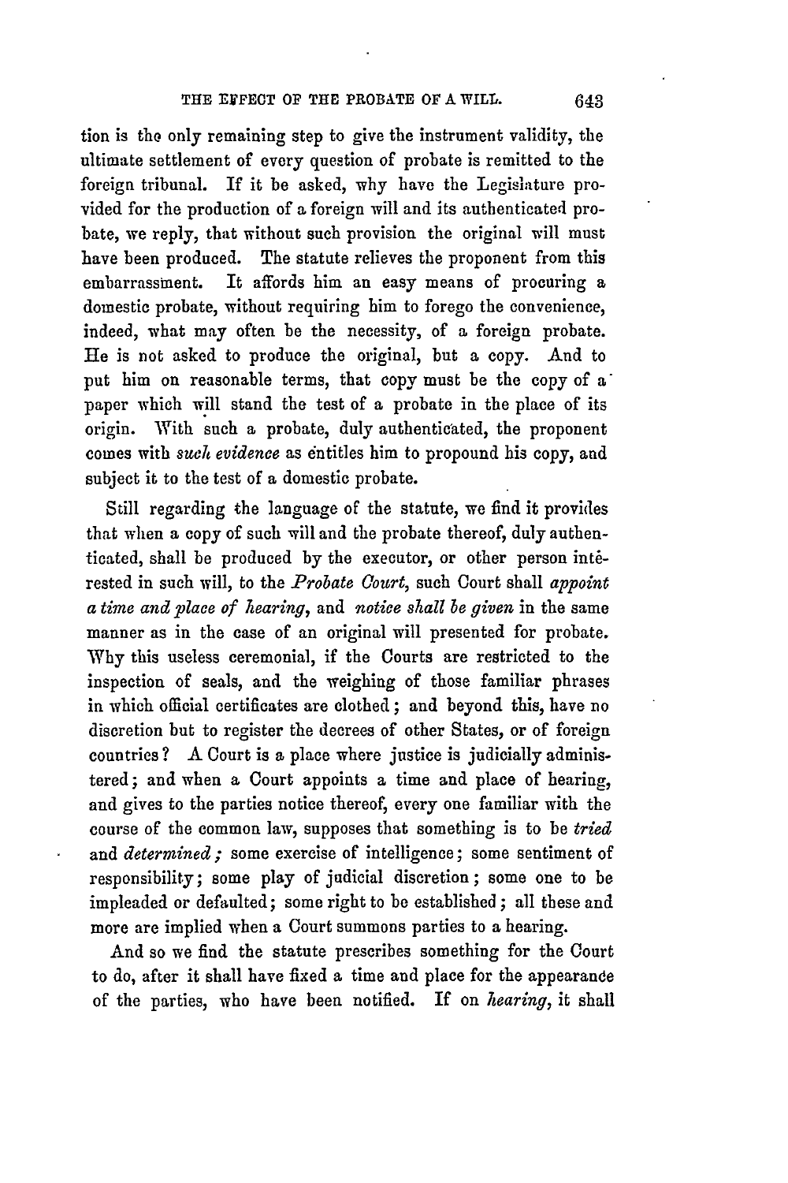tion is the only remaining step to give the instrument validity, the ultimate settlement of every question of probate is remitted to the foreign tribunal. If it be asked, why have the Legislature provided for the production of a foreign will and its authenticated probate, we reply, that without such provision the original will must have been produced. The statute relieves the proponent from this embarrassment. It affords him an easy means of procuring a domestic probate, without requiring him to forego the convenience, indeed, what may often be the necessity, of a foreign probate. He is not asked to produce the original, but a copy. And to put him on reasonable terms, that copy must be the copy of a paper which will stand the test of a probate in the place of its origin. With such a probate, duly authenticated, the proponent comes with *such evidence* as entitles him to propound his copy, and subject it to the test of a domestic probate.

Still regarding the language of the statute, we find it provides that when a copy of such will and the probate thereof, duly authenticated, shall be produced by the executor, or other person interested in such will, to the *Probate Court*, such Court shall *appoint a time and place of hearing*, and *notice shall be given* in the same manner as in the case of an original will presented for probate. Why this useless ceremonial, if the Courts are restricted to the inspection of seals, and the weighing of those familiar phrases in which official certificates are clothed; and beyond this, have no discretion but to register the decrees of other States, or of foreign countries? A Court is a place where justice is judicially administered; and when a Court appoints a time and place of hearing, and gives to the parties notice thereof, every one familiar with the course of the common law, supposes that something is to be *tried* and *determined;* some exercise of intelligence; some sentiment of responsibility; some play of judicial discretion; some one to be impleaded or defaulted; some right to be established; all these and more are implied when a Court summons parties to a hearing.

And so we find the statute prescribes something for the Court to do, after it shall have fixed a time and place for the appearance of the parties, who have been notified. If on *hearing*, it shall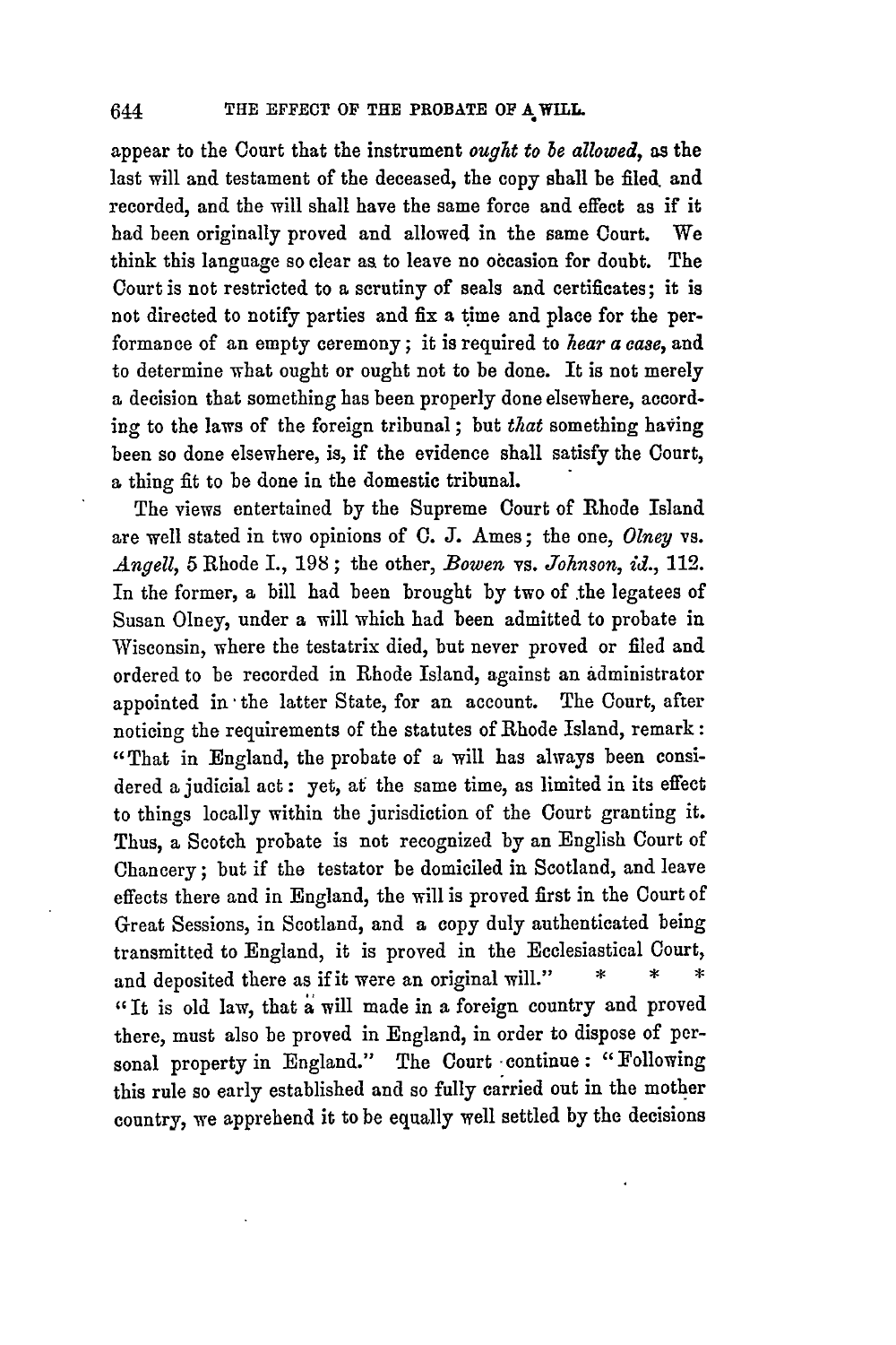appear to the Court that the instrument *ought to be allowed*, as the last will and testament of the deceased, the copy shall be filed and recorded, and the will shall have the same force and effect as if it had been originally proved and allowed in the same Court. We think this language so clear as to leave no occasion for doubt. The Court is not restricted to a scrutiny of seals and certificates; it is not directed to notify parties and fix a time and place for the performance of an empty ceremony; it is required to *hear a case*, and to determine what ought or ought not to be done. It is not merely a decision that something has been properly done elsewhere, according to the laws of the foreign tribunal; but *that* something having been so done elsewhere, is, if the evidence shall satisfy the Court, a thing fit to be done in the domestic tribunal.

The views entertained by the Supreme Court of Rhode Island are well stated in two opinions of C. J. Ames; the one, *Olney* vs. *Angell*, 5 Rhode I., 198; the other, *Bowen* vs. *Johnson*, *id.*, 112. In the former, a bill had been brought by two of the legatees of Susan Olney, under a will which had been admitted to probate in Wisconsin, where the testatrix died, but never proved or filed and ordered to be recorded in Rhode Island, against an administrator appointed in the latter State, for an account. The Court, after noticing the requirements of the statutes of Rhode Island, remark: "That in England, the probate of a will has always been considered a judicial act: yet, at the same time, as limited in its effect to things locally within the jurisdiction of the Court granting it. Thus, a Scotch probate is not recognized by an English Court of Chancery; but if the testator be domiciled in Scotland, and leave effects there and in England, the will is proved first in the Court of Great Sessions, in Scotland, and a copy duly authenticated being transmitted to England, it is proved in the Ecclesiastical Court, and deposited there as if it were an original will." * * * "It is old law, that a will made in a foreign country and proved there, must also be proved in England, in order to dispose of personal property in England." The Court continue: "Following this rule so early established and so fully carried out in the mother country, we apprehend it to be equally well settled by the decisions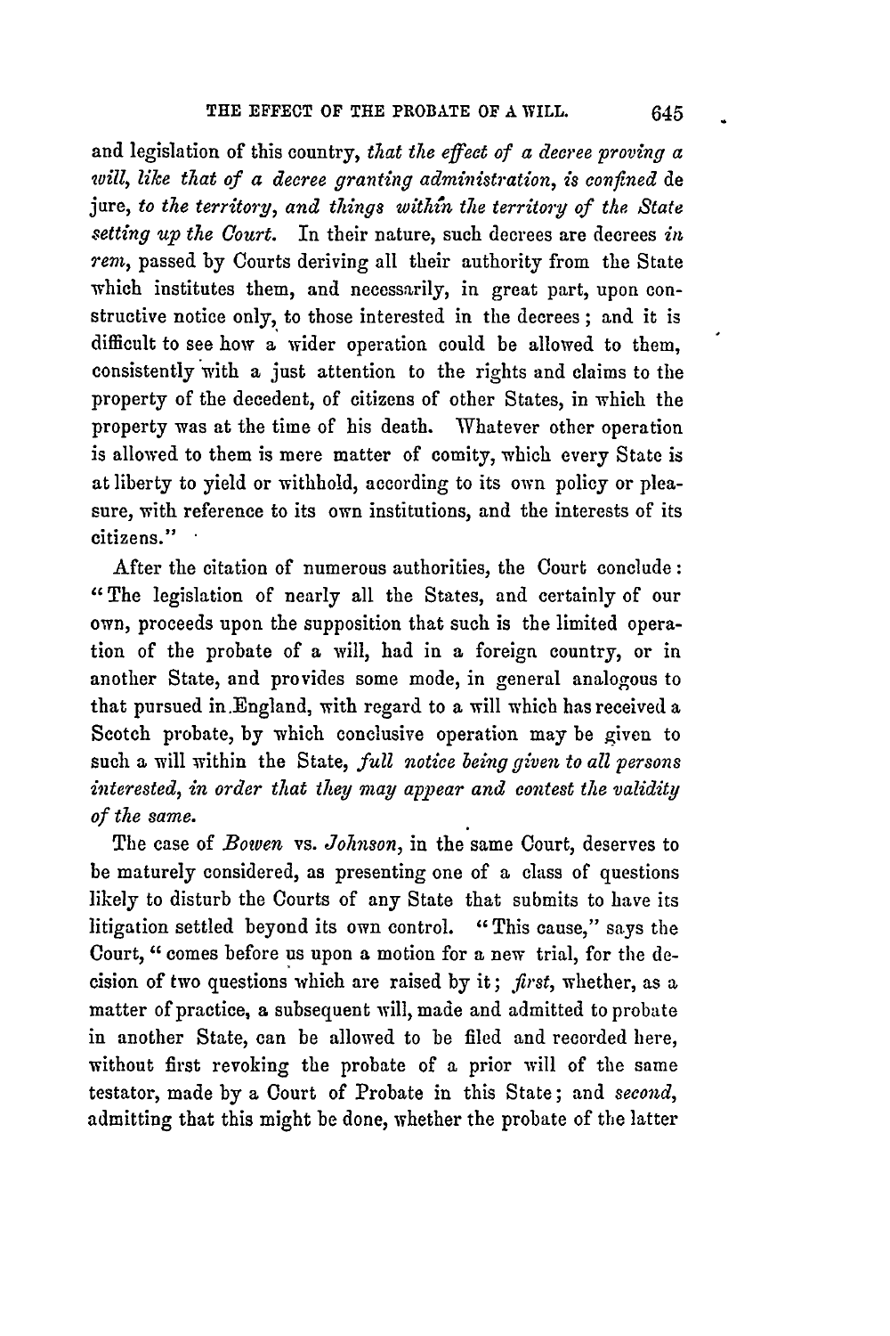and legislation of this country, *that the effect of a decree proving a will, like that of a decree granting administration, is confined* de jure, *to the territory, and things within the territory of the State setting up the Court.* In their nature, such decrees are decrees *in rem*, passed by Courts deriving all their authority from the State which institutes them, and necessarily, in great part, upon constructive notice only, to those interested in the decrees; and it is difficult to see how a wider operation could be allowed to them, consistently with a just attention to the rights and claims to the property of the decedent, of citizens of other States, in which the property was at the time of his death. Whatever other operation is allowed to them is mere matter of comity, which every State is at liberty to yield or withhold, according to its own policy or pleasure, with reference to its own institutions, and the interests of its citizens."

After the citation of numerous authorities, the Court conclude: "The legislation of nearly all the States, and certainly of our own, proceeds upon the supposition that such is the limited operation of the probate of a will, had in a foreign country, or in another State, and provides some mode, in general analogous to that pursued in England, with regard to a will which has received a Scotch probate, by which conclusive operation may be given to such a will within the State, *full notice being given to all persons interested, in order that they may appear and contest the validity of the same.*

The case of *Bowen* vs. *Johnson*, in the same Court, deserves to be maturely considered, as presenting one of a class of questions likely to disturb the Courts of any State that submits to have its litigation settled beyond its own control. "This cause," says the Court, "comes before us upon a motion for a new trial, for the decision of two questions which are raised by it; *first*, whether, as a matter of practice, a subsequent will, made and admitted to probate in another State, can be allowed to be filed and recorded here, without first revoking the probate of a prior will of the same testator, made by a Court of Probate in this State; and *second*, admitting that this might be done, whether the probate of the latter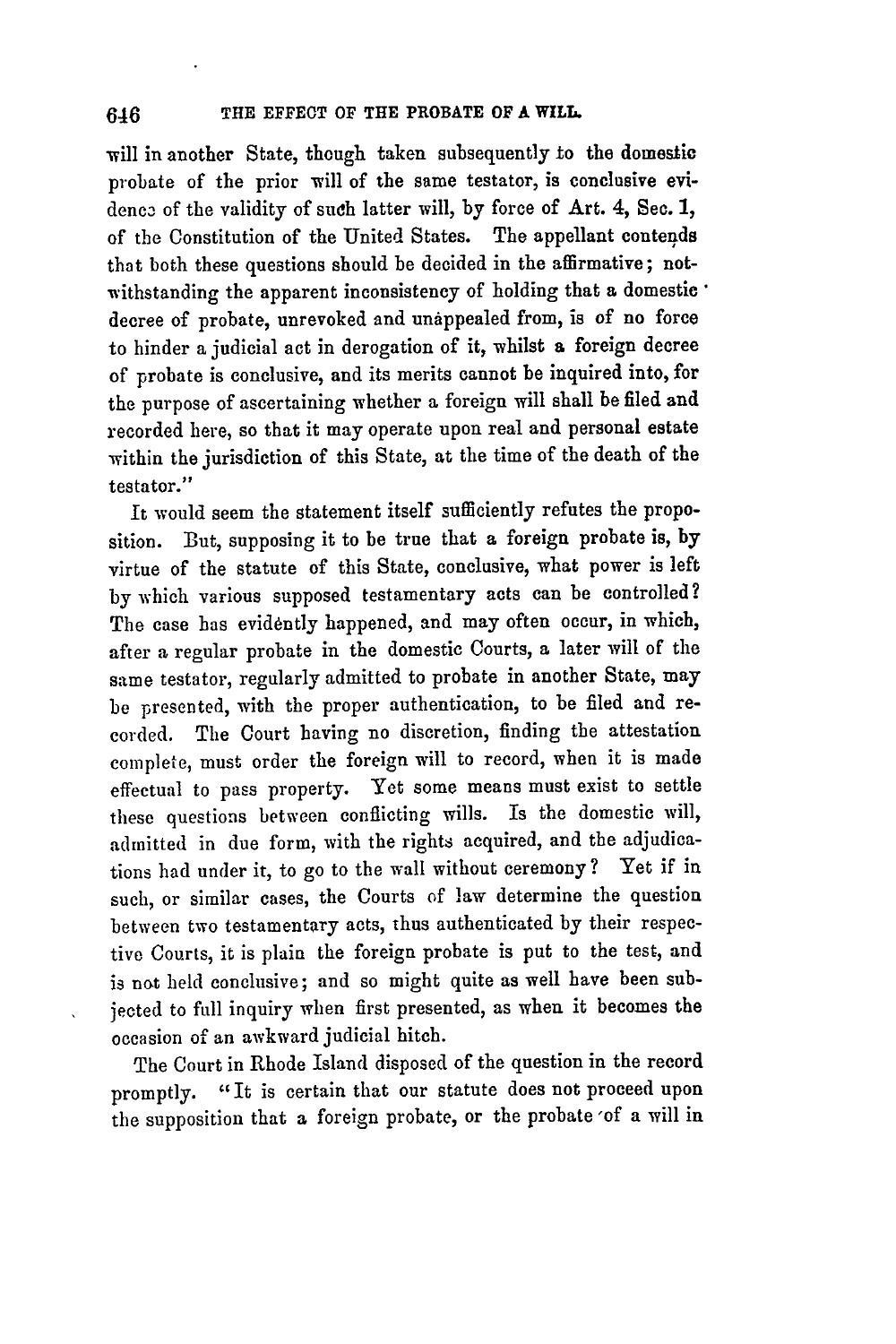will in another State, though taken subsequently to the domestic probate of the prior will of the same testator, is conclusive evidence of the validity of such latter will, by force of Art. 4, Sec. 1, of the Constitution of the United States. The appellant contends that both these questions should be decided in the affirmative; notwithstanding the apparent inconsistency of holding that a domestic decree of probate, unrevoked and unappealed from, is of no force to hinder a judicial act in derogation of it, whilst a foreign decree of probate is conclusive, and its merits cannot be inquired into, for the purpose of ascertaining whether a foreign will shall be filed and recorded here, so that it may operate upon real and personal estate within the jurisdiction of this State, at the time of the death of the testator."

It would seem the statement itself sufficiently refutes the proposition. But, supposing it to be true that a foreign probate is, by virtue of the statute of this State, conclusive, what power is left by which various supposed testamentary acts can be controlled? The case has evidently happened, and may often occur, in which, after a regular probate in the domestic Courts, a later will of the same testator, regularly admitted to probate in another State, may be presented, with the proper authentication, to be filed and recorded. The Court having no discretion, finding the attestation complete, must order the foreign will to record, when it is made effectual to pass property. Yet some means must exist to settle these questions between conflicting wills. Is the domestic will, admitted in due form, with the rights acquired, and the adjudications had under it, to go to the wall without ceremony? Yet if in such, or similar cases, the Courts of law determine the question between two testamentary acts, thus authenticated by their respective Courts, it is plain the foreign probate is put to the test, and is not held conclusive; and so might quite as well have been subjected to full inquiry when first presented, as when it becomes the occasion of an awkward judicial hitch.

The Court in Rhode Island disposed of the question in the record promptly. "It is certain that our statute does not proceed upon the supposition that a foreign probate, or the probate of a will in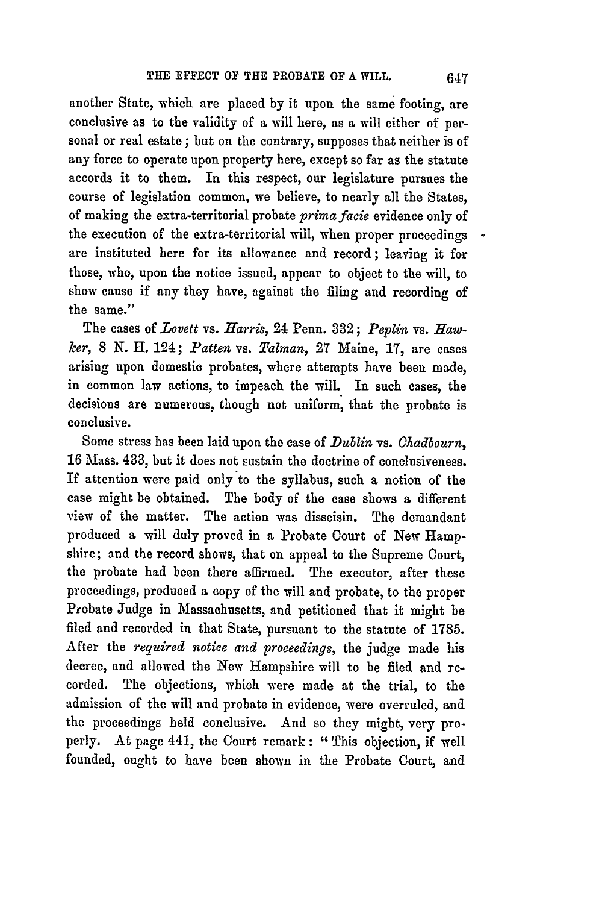another State, which are placed by it upon the same footing, are conclusive as to the validity of a will here, as a will either of personal or real estate; but on the contrary, supposes that neither is of any force to operate upon property here, except so far as the statute accords it to them. In this respect, our legislature pursues the course of legislation common, we believe, to nearly all the States, of making the extra-territorial probate *prima facie* evidence only of the execution of the extra-territorial will, when proper proceedings are instituted here for its allowance and record; leaving it for those, who, upon the notice issued, appear to object to the will, to show cause if any they have, against the filing and recording of the same."

The cases of *Lovett* vs. *Harris*, 24 Penn. 332; *Peplin* vs. *Hawker*, 8 N. H. 124; *Patten* vs. *Talman*, 27 Maine, 17, are cases arising upon domestic probates, where attempts have been made, in common law actions, to impeach the will. In such cases, the decisions are numerous, though not uniform, that the probate is conclusive.

Some stress has been laid upon the case of *Dublin* vs. *Chadbourn*, 16 Mass. 433, but it does not sustain the doctrine of conclusiveness. If attention were paid only to the syllabus, such a notion of the case might be obtained. The body of the case shows a different view of the matter. The action was disseisin. The demandant produced a will duly proved in a Probate Court of New Hampshire; and the record shows, that on appeal to the Supreme Court, the probate had been there affirmed. The executor, after these proceedings, produced a copy of the will and probate, to the proper Probate Judge in Massachusetts, and petitioned that it might be filed and recorded in that State, pursuant to the statute of 1785. After the *required notice and proceedings*, the judge made his decree, and allowed the New Hampshire will to be filed and recorded. The objections, which were made at the trial, to the admission of the will and probate in evidence, were overruled, and the proceedings held conclusive. And so they might, very properly. At page 441, the Court remark: "This objection, if well founded, ought to have been shown in the Probate Court, and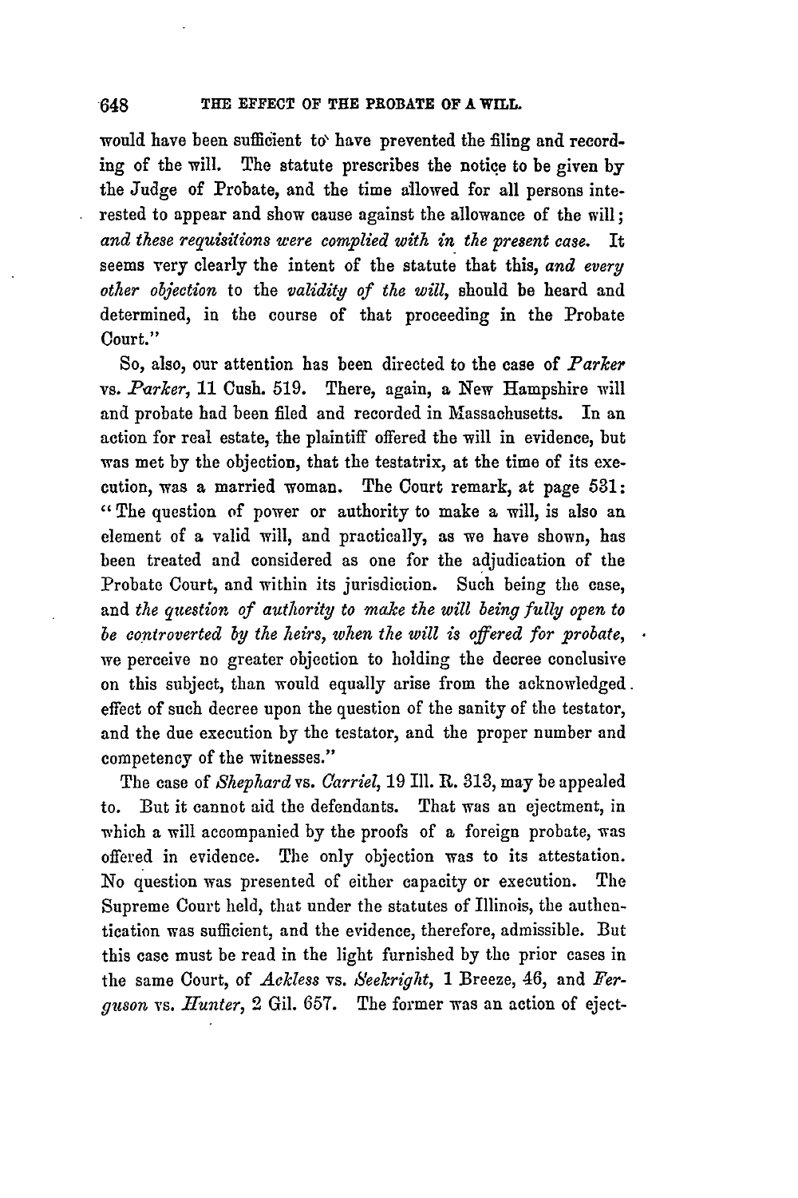would have been sufficient to have prevented the filing and recording of the will. The statute prescribes the notice to be given by the Judge of Probate, and the time allowed for all persons interested to appear and show cause against the allowance of the will; *and these requisitions were complied with in the present case.* It seems very clearly the intent of the statute that this, *and every other objection* to the *validity of the will*, should be heard and determined, in the course of that proceeding in the Probate Court."

So, also, our attention has been directed to the case of *Parker* vs. *Parker*, 11 Cush. 519. There, again, a New Hampshire will and probate had been filed and recorded in Massachusetts. In an action for real estate, the plaintiff offered the will in evidence, but was met by the objection, that the testatrix, at the time of its execution, was a married woman. The Court remark, at page 531: "The question of power or authority to make a will, is also an element of a valid will, and practically, as we have shown, has been treated and considered as one for the adjudication of the Probate Court, and within its jurisdiction. Such being the case, and *the question of authority to make the will being fully open to be controverted by the heirs, when the will is offered for probate*, we perceive no greater objection to holding the decree conclusive on this subject, than would equally arise from the acknowledged effect of such decree upon the question of the sanity of the testator, and the due execution by the testator, and the proper number and competency of the witnesses."

The case of *Shephard* vs. *Carriel*, 19 Ill. R. 313, may be appealed to. But it cannot aid the defendants. That was an ejectment, in which a will accompanied by the proofs of a foreign probate, was offered in evidence. The only objection was to its attestation. No question was presented of either capacity or execution. The Supreme Court held, that under the statutes of Illinois, the authentication was sufficient, and the evidence, therefore, admissible. But this case must be read in the light furnished by the prior cases in the same Court, of *Ackless* vs. *Seekright*, 1 Breeze, 46, and *Ferguson* vs. *Hunter*, 2 Gil. 657. The former was an action of eject-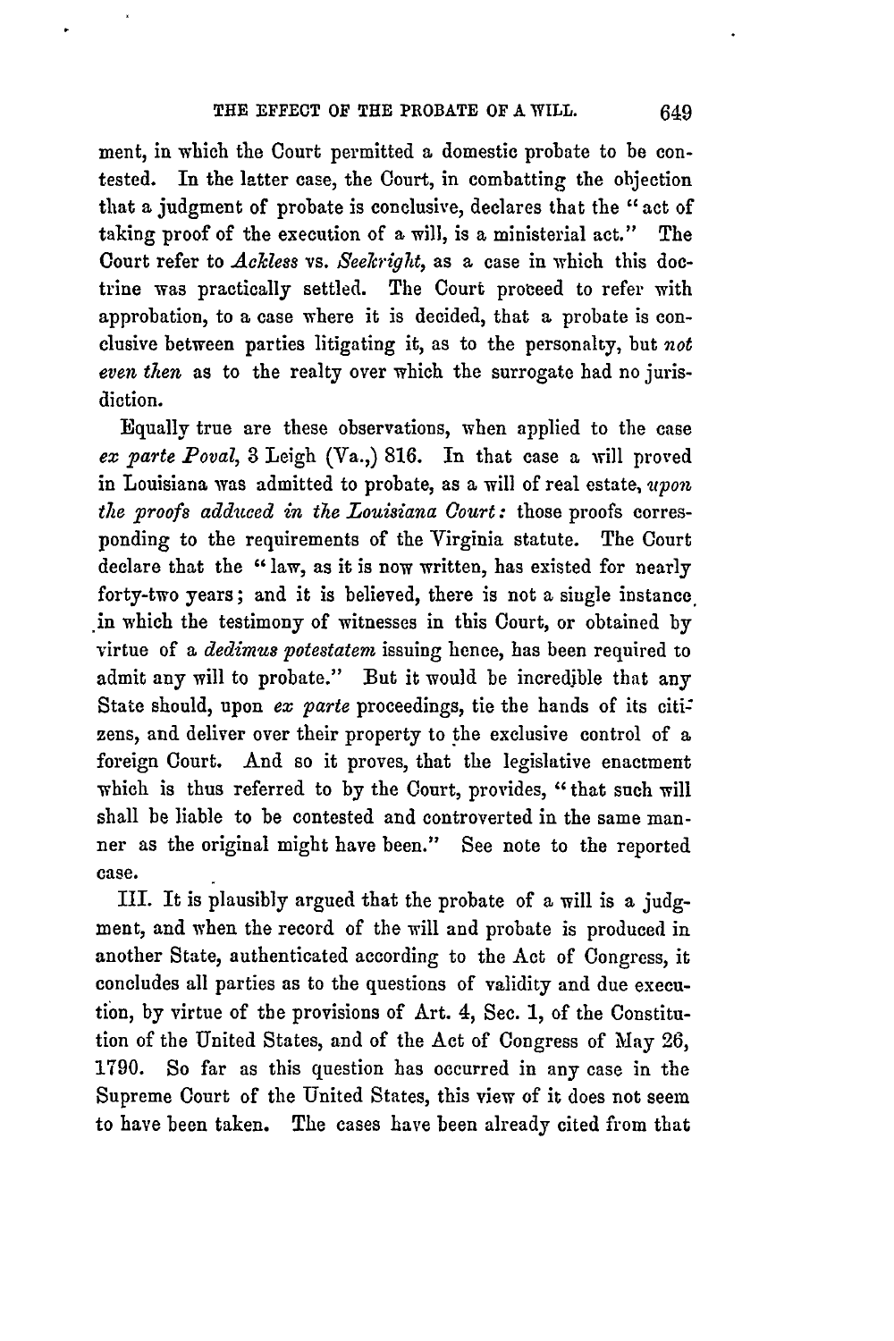ment, in which the Court permitted a domestic probate to be contested. In the latter case, the Court, in combatting the objection that a judgment of probate is conclusive, declares that the "act of taking proof of the execution of a will, is a ministerial act." The Court refer to *Ackless* vs. *Seekright*, as a case in which this doctrine was practically settled. The Court proceed to refer with approbation, to a case where it is decided, that a probate is conclusive between parties litigating it, as to the personalty, but *not even then* as to the realty over which the surrogate had no jurisdiction.

Equally true are these observations, when applied to the case *ex parte Poval*, 3 Leigh (Va.,) 816. In that case a will proved in Louisiana was admitted to probate, as a will of real estate, *upon the proofs adduced in the Louisiana Court:* those proofs corresponding to the requirements of the Virginia statute. The Court declare that the "law, as it is now written, has existed for nearly forty-two years; and it is believed, there is not a single instance in which the testimony of witnesses in this Court, or obtained by virtue of a *dedimus potestatem* issuing hence, has been required to admit any will to probate." But it would be incredible that any State should, upon *ex parte* proceedings, tie the hands of its citizens, and deliver over their property to the exclusive control of a foreign Court. And so it proves, that the legislative enactment which is thus referred to by the Court, provides, "that such will shall be liable to be contested and controverted in the same manner as the original might have been." See note to the reported case.

III. It is plausibly argued that the probate of a will is a judgment, and when the record of the will and probate is produced in another State, authenticated according to the Act of Congress, it concludes all parties as to the questions of validity and due execution, by virtue of the provisions of Art. 4, Sec. 1, of the Constitution of the United States, and of the Act of Congress of May 26, 1790. So far as this question has occurred in any case in the Supreme Court of the United States, this view of it does not seem to have been taken. The cases have been already cited from that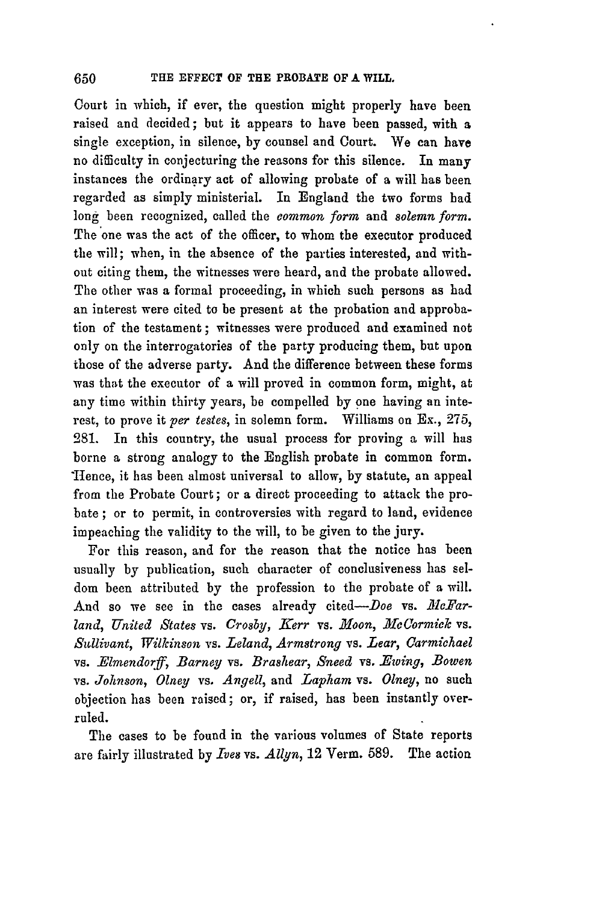Court in which, if ever, the question might properly have been raised and decided; but it appears to have been passed, with a single exception, in silence, by counsel and Court. We can have no difficulty in conjecturing the reasons for this silence. In many instances the ordinary act of allowing probate of a will has been regarded as simply ministerial. In England the two forms had long been recognized, called the *common form* and *solemn form*. The one was the act of the officer, to whom the executor produced the will; when, in the absence of the parties interested, and without citing them, the witnesses were heard, and the probate allowed. The other was a formal proceeding, in which such persons as had an interest were cited to be present at the probation and approbation of the testament; witnesses were produced and examined not only on the interrogatories of the party producing them, but upon those of the adverse party. And the difference between these forms was that the executor of a will proved in common form, might, at any time within thirty years, be compelled by one having an interest, to prove it *per testes*, in solemn form. Williams on Ex., 275, 281. In this country, the usual process for proving a will has borne a strong analogy to the English probate in common form. Hence, it has been almost universal to allow, by statute, an appeal from the Probate Court; or a direct proceeding to attack the probate; or to permit, in controversies with regard to land, evidence impeaching the validity to the will, to be given to the jury.

For this reason, and for the reason that the notice has been usually by publication, such character of conclusiveness has seldom been attributed by the profession to the probate of a will. And so we see in the cases already cited—*Doe* vs. *McFarland*, *United States* vs. *Crosby*, *Kerr* vs. *Moon*, *McCormick* vs. *Sullivant*, *Wilkinson* vs. *Leland*, *Armstrong* vs. *Lear*, *Carmichael* vs. *Elmendorff*, *Barney* vs. *Brashear*, *Sneed* vs. *Ewing*, *Bowen* vs. *Johnson*, *Olney* vs. *Angell*, and *Lapham* vs. *Olney*, no such objection has been raised; or, if raised, has been instantly overruled.

The cases to be found in the various volumes of State reports are fairly illustrated by *Ives* vs. *Allyn*, 12 Verm. 589. The action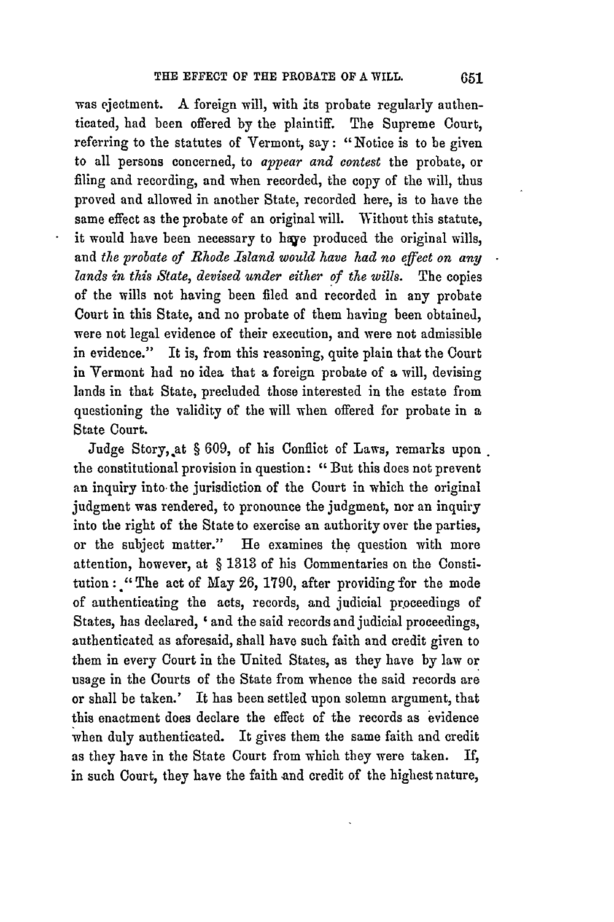was ejectment. A foreign will, with its probate regularly authenticated, had been offered by the plaintiff. The Supreme Court, referring to the statutes of Vermont, say: "Notice is to be given to all persons concerned, to *appear and contest* the probate, or filing and recording, and when recorded, the copy of the will, thus proved and allowed in another State, recorded here, is to have the same effect as the probate of an original will. Without this statute, it would have been necessary to have produced the original wills, and *the probate of Rhode Island would have had no effect on any lands in this State, devised under either of the wills.* The copies of the wills not having been filed and recorded in any probate Court in this State, and no probate of them having been obtained, were not legal evidence of their execution, and were not admissible in evidence." It is, from this reasoning, quite plain that the Court in Vermont had no idea that a foreign probate of a will, devising lands in that State, precluded those interested in the estate from questioning the validity of the will when offered for probate in a State Court.

Judge Story, at § 609, of his Conflict of Laws, remarks upon the constitutional provision in question: "But this does not prevent an inquiry into the jurisdiction of the Court in which the original judgment was rendered, to pronounce the judgment, nor an inquiry into the right of the State to exercise an authority over the parties, or the subject matter." He examines the question with more attention, however, at § 1313 of his Commentaries on the Constitution: "The act of May 26, 1790, after providing for the mode of authenticating the acts, records, and judicial proceedings of States, has declared, 'and the said records and judicial proceedings, authenticated as aforesaid, shall have such faith and credit given to them in every Court in the United States, as they have by law or usage in the Courts of the State from whence the said records are or shall be taken.' It has been settled upon solemn argument, that this enactment does declare the effect of the records as evidence when duly authenticated. It gives them the same faith and credit as they have in the State Court from which they were taken. If, in such Court, they have the faith and credit of the highest nature,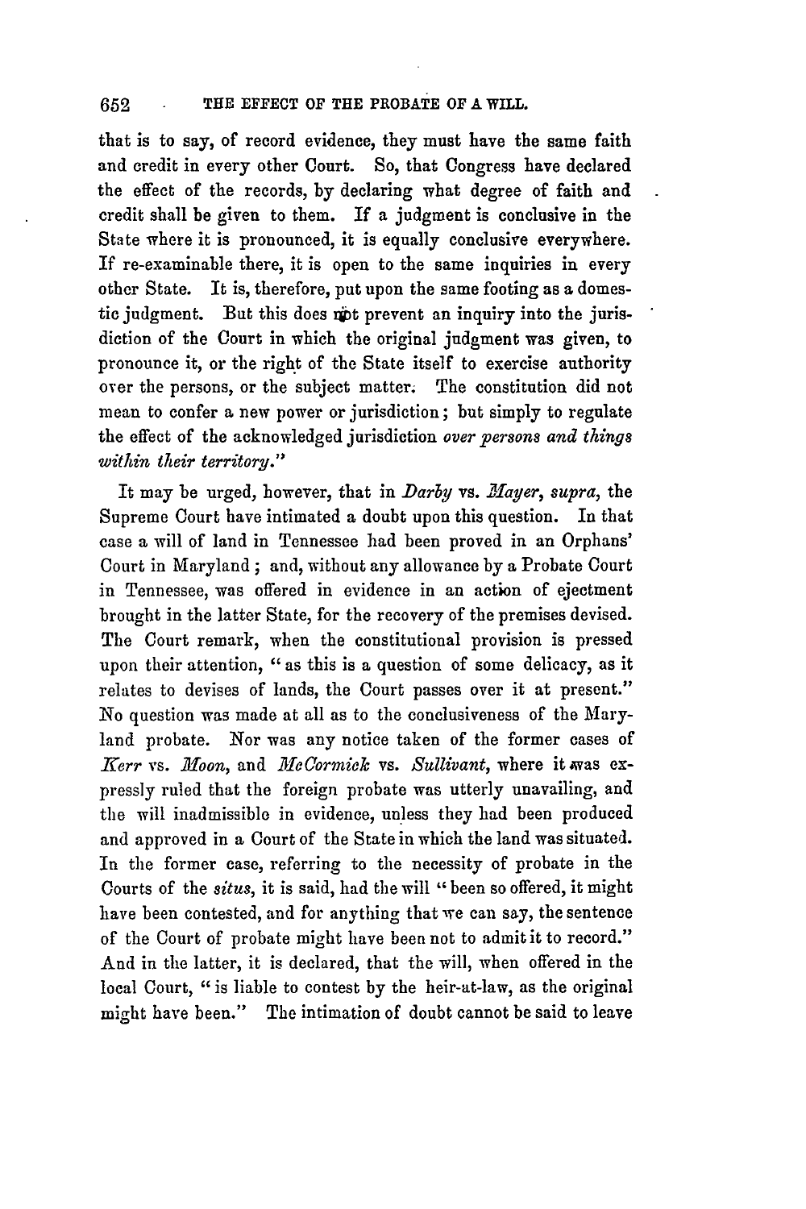that is to say, of record evidence, they must have the same faith and credit in every other Court. So, that Congress have declared the effect of the records, by declaring what degree of faith and credit shall be given to them. If a judgment is conclusive in the State where it is pronounced, it is equally conclusive everywhere. If re-examinable there, it is open to the same inquiries in every other State. It is, therefore, put upon the same footing as a domestic judgment. But this does not prevent an inquiry into the jurisdiction of the Court in which the original judgment was given, to pronounce it, or the right of the State itself to exercise authority over the persons, or the subject matter. The constitution did not mean to confer a new power or jurisdiction; but simply to regulate the effect of the acknowledged jurisdiction *over persons and things within their territory.*"

It may be urged, however, that in *Darby* vs. *Mayer*, *supra*, the Supreme Court have intimated a doubt upon this question. In that case a will of land in Tennessee had been proved in an Orphans' Court in Maryland; and, without any allowance by a Probate Court in Tennessee, was offered in evidence in an action of ejectment brought in the latter State, for the recovery of the premises devised. The Court remark, when the constitutional provision is pressed upon their attention, "as this is a question of some delicacy, as it relates to devises of lands, the Court passes over it at present." No question was made at all as to the conclusiveness of the Maryland probate. Nor was any notice taken of the former cases of *Kerr* vs. *Moon*, and *McCormick* vs. *Sullivant*, where it was expressly ruled that the foreign probate was utterly unavailing, and the will inadmissible in evidence, unless they had been produced and approved in a Court of the State in which the land was situated. In the former case, referring to the necessity of probate in the Courts of the *situs*, it is said, had the will "been so offered, it might have been contested, and for anything that we can say, the sentence of the Court of probate might have been not to admit it to record." And in the latter, it is declared, that the will, when offered in the local Court, "is liable to contest by the heir-at-law, as the original might have been." The intimation of doubt cannot be said to leave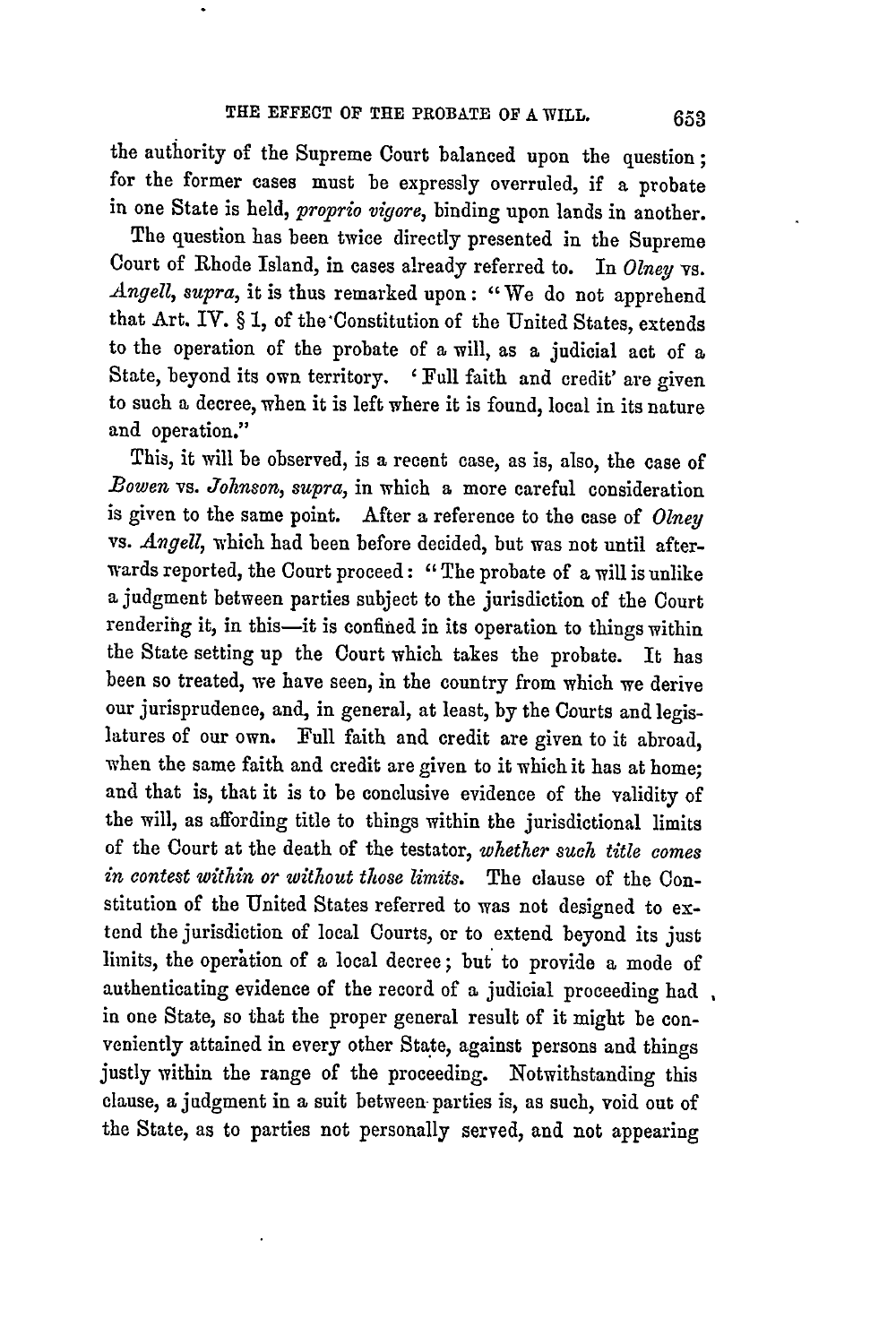the authority of the Supreme Court balanced upon the question; for the former cases must be expressly overruled, if a probate in one State is held, *proprio vigore*, binding upon lands in another.

The question has been twice directly presented in the Supreme Court of Rhode Island, in cases already referred to. In *Olney* vs. *Angell*, *supra*, it is thus remarked upon: "We do not apprehend that Art. IV. § 1, of the Constitution of the United States, extends to the operation of the probate of a will, as a judicial act of a State, beyond its own territory. 'Full faith and credit' are given to such a decree, when it is left where it is found, local in its nature and operation."

This, it will be observed, is a recent case, as is, also, the case of *Bowen* vs. *Johnson*, *supra*, in which a more careful consideration is given to the same point. After a reference to the case of *Olney* vs. *Angell*, which had been before decided, but was not until afterwards reported, the Court proceed: "The probate of a will is unlike a judgment between parties subject to the jurisdiction of the Court rendering it, in this—it is confined in its operation to things within the State setting up the Court which takes the probate. It has been so treated, we have seen, in the country from which we derive our jurisprudence, and, in general, at least, by the Courts and legislatures of our own. Full faith and credit are given to it abroad, when the same faith and credit are given to it which it has at home; and that is, that it is to be conclusive evidence of the validity of the will, as affording title to things within the jurisdictional limits of the Court at the death of the testator, *whether such title comes in contest within or without those limits.* The clause of the Constitution of the United States referred to was not designed to extend the jurisdiction of local Courts, or to extend beyond its just limits, the operation of a local decree; but to provide a mode of authenticating evidence of the record of a judicial proceeding had in one State, so that the proper general result of it might be conveniently attained in every other State, against persons and things justly within the range of the proceeding. Notwithstanding this clause, a judgment in a suit between parties is, as such, void out of the State, as to parties not personally served, and not appearing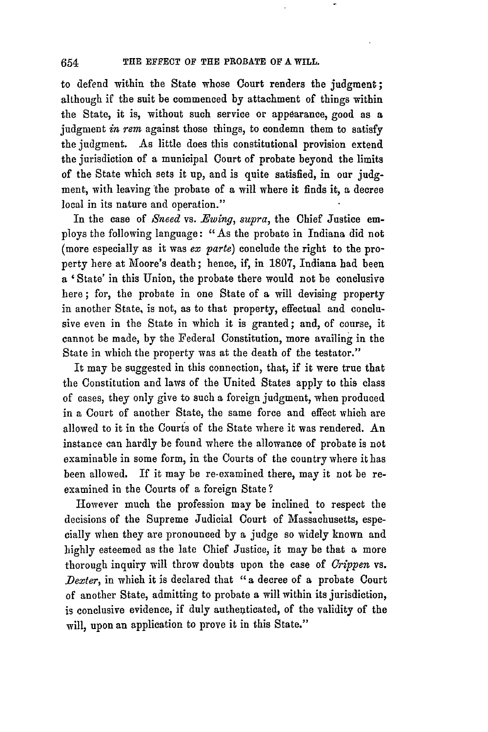to defend within the State whose Court renders the judgment; although if the suit be commenced by attachment of things within the State, it is, without such service or appearance, good as a judgment *in rem* against those things, to condemn them to satisfy the judgment. As little does this constitutional provision extend the jurisdiction of a municipal Court of probate beyond the limits of the State which sets it up, and is quite satisfied, in our judgment, with leaving the probate of a will where it finds it, a decree local in its nature and operation."

In the case of *Sneed* vs. *Ewing*, *supra*, the Chief Justice employs the following language: "As the probate in Indiana did not (more especially as it was *ex parte*) conclude the right to the property here at Moore's death; hence, if, in 1807, Indiana had been a 'State' in this Union, the probate there would not be conclusive here; for, the probate in one State of a will devising property in another State, is not, as to that property, effectual and conclusive even in the State in which it is granted; and, of course, it cannot be made, by the Federal Constitution, more availing in the State in which the property was at the death of the testator."

It may be suggested in this connection, that, if it were true that the Constitution and laws of the United States apply to this class of cases, they only give to such a foreign judgment, when produced in a Court of another State, the same force and effect which are allowed to it in the Courts of the State where it was rendered. An instance can hardly be found where the allowance of probate is not examinable in some form, in the Courts of the country where it has been allowed. If it may be re-examined there, may it not be re-examined in the Courts of a foreign State?

However much the profession may be inclined to respect the decisions of the Supreme Judicial Court of Massachusetts, especially when they are pronounced by a judge so widely known and highly esteemed as the late Chief Justice, it may be that a more thorough inquiry will throw doubts upon the case of *Crippen* vs. *Dexter*, in which it is declared that "a decree of a probate Court of another State, admitting to probate a will within its jurisdiction, is conclusive evidence, if duly authenticated, of the validity of the will, upon an application to prove it in this State."